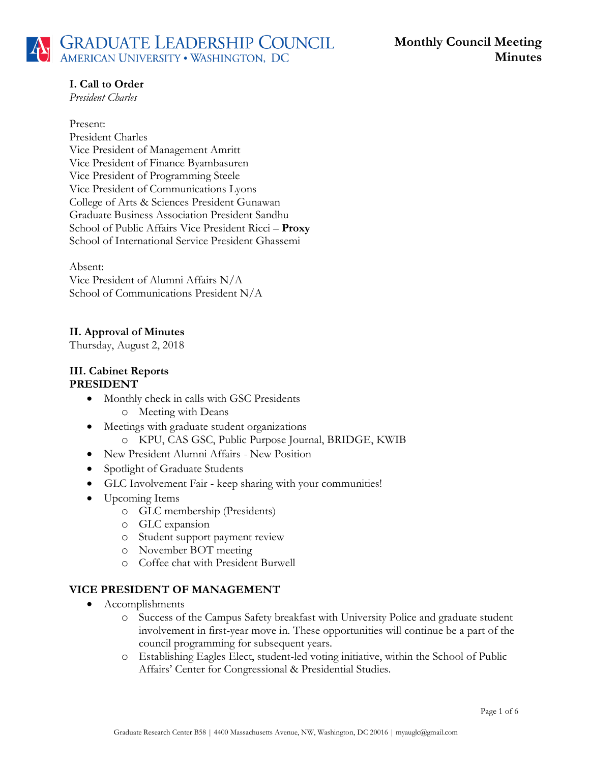# Graduate Leadership Council
American University • Washington, DC

## Monthly Council Meeting Minutes

**I. Call to Order**
*President Charles*

Present:
President Charles
Vice President of Management Amritt
Vice President of Finance Byambasuren
Vice President of Programming Steele
Vice President of Communications Lyons
College of Arts & Sciences President Gunawan
Graduate Business Association President Sandhu
School of Public Affairs Vice President Ricci – **Proxy**
School of International Service President Ghassemi

Absent:
Vice President of Alumni Affairs N/A
School of Communications President N/A

**II. Approval of Minutes**
Thursday, August 2, 2018

**III. Cabinet Reports**
**PRESIDENT**

- Monthly check in calls with GSC Presidents
  - Meeting with Deans
- Meetings with graduate student organizations
  - KPU, CAS GSC, Public Purpose Journal, BRIDGE, KWIB
- New President Alumni Affairs - New Position
- Spotlight of Graduate Students
- GLC Involvement Fair - keep sharing with your communities!
- Upcoming Items
  - GLC membership (Presidents)
  - GLC expansion
  - Student support payment review
  - November BOT meeting
  - Coffee chat with President Burwell

**VICE PRESIDENT OF MANAGEMENT**

- Accomplishments
  - Success of the Campus Safety breakfast with University Police and graduate student involvement in first-year move in. These opportunities will continue be a part of the council programming for subsequent years.
  - Establishing Eagles Elect, student-led voting initiative, within the School of Public Affairs' Center for Congressional & Presidential Studies.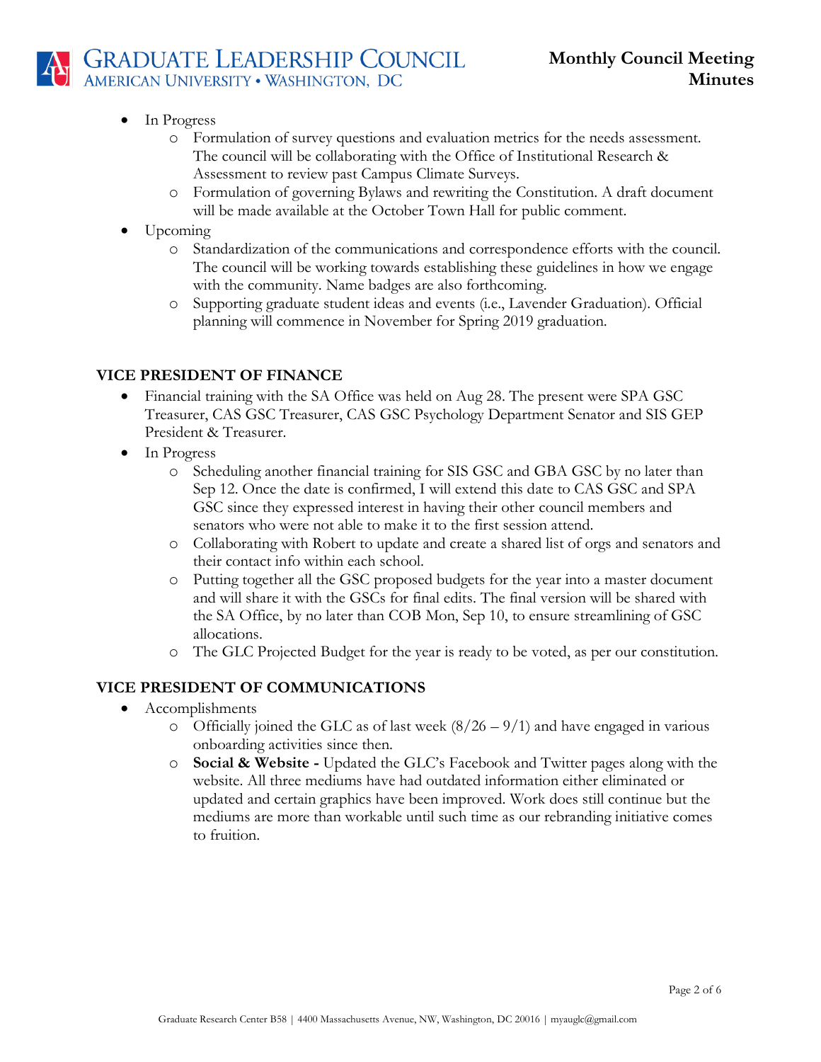- In Progress
  - Formulation of survey questions and evaluation metrics for the needs assessment. The council will be collaborating with the Office of Institutional Research & Assessment to review past Campus Climate Surveys.
  - Formulation of governing Bylaws and rewriting the Constitution. A draft document will be made available at the October Town Hall for public comment.
- Upcoming
  - Standardization of the communications and correspondence efforts with the council. The council will be working towards establishing these guidelines in how we engage with the community. Name badges are also forthcoming.
  - Supporting graduate student ideas and events (i.e., Lavender Graduation). Official planning will commence in November for Spring 2019 graduation.

**VICE PRESIDENT OF FINANCE**

- Financial training with the SA Office was held on Aug 28. The present were SPA GSC Treasurer, CAS GSC Treasurer, CAS GSC Psychology Department Senator and SIS GEP President & Treasurer.
- In Progress
  - Scheduling another financial training for SIS GSC and GBA GSC by no later than Sep 12. Once the date is confirmed, I will extend this date to CAS GSC and SPA GSC since they expressed interest in having their other council members and senators who were not able to make it to the first session attend.
  - Collaborating with Robert to update and create a shared list of orgs and senators and their contact info within each school.
  - Putting together all the GSC proposed budgets for the year into a master document and will share it with the GSCs for final edits. The final version will be shared with the SA Office, by no later than COB Mon, Sep 10, to ensure streamlining of GSC allocations.
  - The GLC Projected Budget for the year is ready to be voted, as per our constitution.

**VICE PRESIDENT OF COMMUNICATIONS**

- Accomplishments
  - Officially joined the GLC as of last week (8/26 – 9/1) and have engaged in various onboarding activities since then.
  - **Social & Website -** Updated the GLC's Facebook and Twitter pages along with the website. All three mediums have had outdated information either eliminated or updated and certain graphics have been improved. Work does still continue but the mediums are more than workable until such time as our rebranding initiative comes to fruition.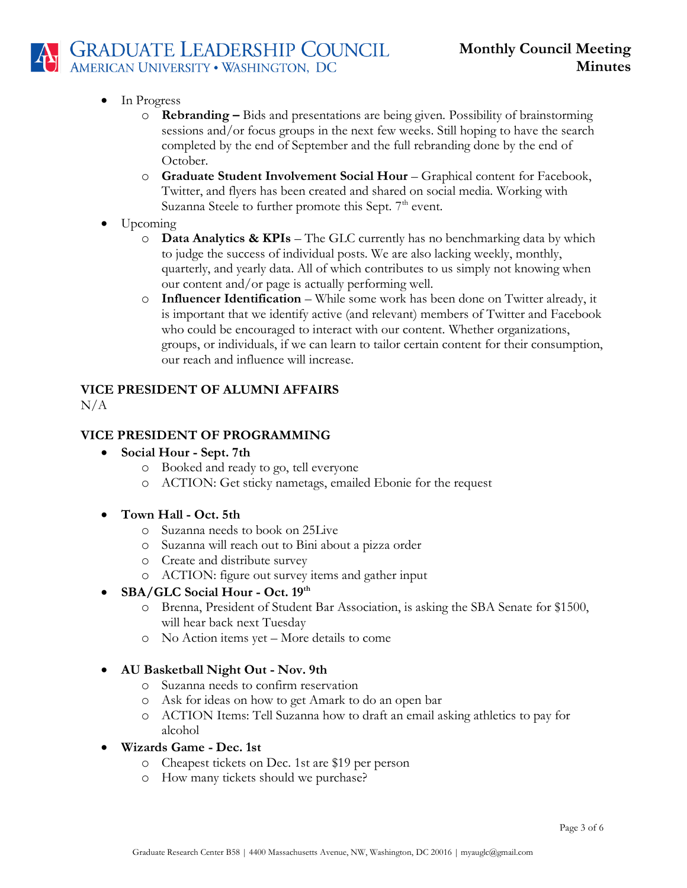- In Progress
  - **Rebranding –** Bids and presentations are being given. Possibility of brainstorming sessions and/or focus groups in the next few weeks. Still hoping to have the search completed by the end of September and the full rebranding done by the end of October.
  - **Graduate Student Involvement Social Hour** – Graphical content for Facebook, Twitter, and flyers has been created and shared on social media. Working with Suzanna Steele to further promote this Sept. 7th event.
- Upcoming
  - **Data Analytics & KPIs** – The GLC currently has no benchmarking data by which to judge the success of individual posts. We are also lacking weekly, monthly, quarterly, and yearly data. All of which contributes to us simply not knowing when our content and/or page is actually performing well.
  - **Influencer Identification** – While some work has been done on Twitter already, it is important that we identify active (and relevant) members of Twitter and Facebook who could be encouraged to interact with our content. Whether organizations, groups, or individuals, if we can learn to tailor certain content for their consumption, our reach and influence will increase.

## VICE PRESIDENT OF ALUMNI AFFAIRS

N/A

## VICE PRESIDENT OF PROGRAMMING

- **Social Hour - Sept. 7th**
  - Booked and ready to go, tell everyone
  - ACTION: Get sticky nametags, emailed Ebonie for the request
- **Town Hall - Oct. 5th**
  - Suzanna needs to book on 25Live
  - Suzanna will reach out to Bini about a pizza order
  - Create and distribute survey
  - ACTION: figure out survey items and gather input
- **SBA/GLC Social Hour - Oct. 19th**
  - Brenna, President of Student Bar Association, is asking the SBA Senate for $1500, will hear back next Tuesday
  - No Action items yet – More details to come
- **AU Basketball Night Out - Nov. 9th**
  - Suzanna needs to confirm reservation
  - Ask for ideas on how to get Amark to do an open bar
  - ACTION Items: Tell Suzanna how to draft an email asking athletics to pay for alcohol
- **Wizards Game - Dec. 1st**
  - Cheapest tickets on Dec. 1st are $19 per person
  - How many tickets should we purchase?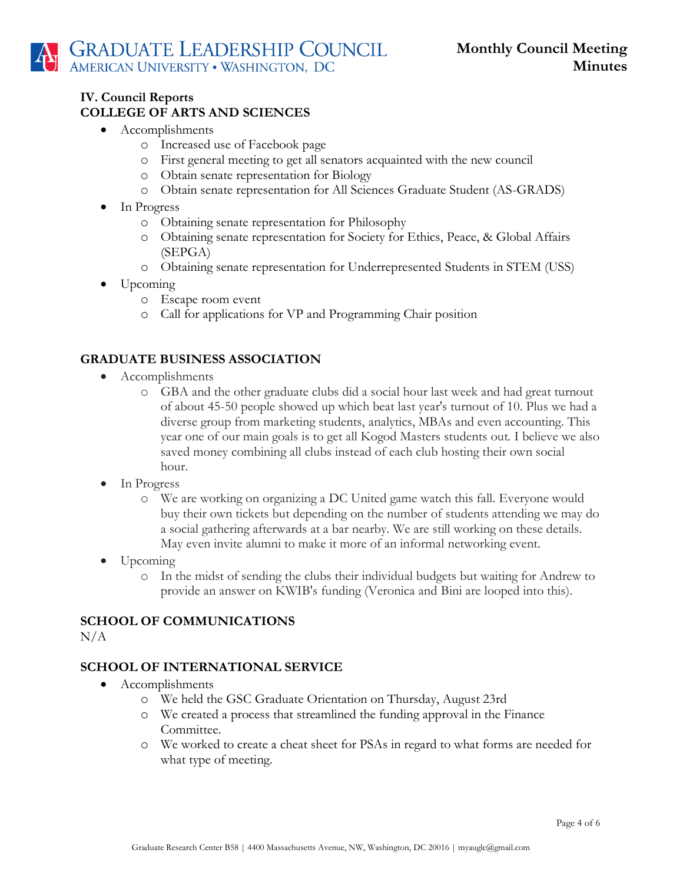## IV. Council Reports

### COLLEGE OF ARTS AND SCIENCES

- Accomplishments
  - Increased use of Facebook page
  - First general meeting to get all senators acquainted with the new council
  - Obtain senate representation for Biology
  - Obtain senate representation for All Sciences Graduate Student (AS-GRADS)
- In Progress
  - Obtaining senate representation for Philosophy
  - Obtaining senate representation for Society for Ethics, Peace, & Global Affairs (SEPGA)
  - Obtaining senate representation for Underrepresented Students in STEM (USS)
- Upcoming
  - Escape room event
  - Call for applications for VP and Programming Chair position

### GRADUATE BUSINESS ASSOCIATION

- Accomplishments
  - GBA and the other graduate clubs did a social hour last week and had great turnout of about 45-50 people showed up which beat last year's turnout of 10. Plus we had a diverse group from marketing students, analytics, MBAs and even accounting. This year one of our main goals is to get all Kogod Masters students out. I believe we also saved money combining all clubs instead of each club hosting their own social hour.
- In Progress
  - We are working on organizing a DC United game watch this fall. Everyone would buy their own tickets but depending on the number of students attending we may do a social gathering afterwards at a bar nearby. We are still working on these details. May even invite alumni to make it more of an informal networking event.
- Upcoming
  - In the midst of sending the clubs their individual budgets but waiting for Andrew to provide an answer on KWIB's funding (Veronica and Bini are looped into this).

### SCHOOL OF COMMUNICATIONS

N/A

### SCHOOL OF INTERNATIONAL SERVICE

- Accomplishments
  - We held the GSC Graduate Orientation on Thursday, August 23rd
  - We created a process that streamlined the funding approval in the Finance Committee.
  - We worked to create a cheat sheet for PSAs in regard to what forms are needed for what type of meeting.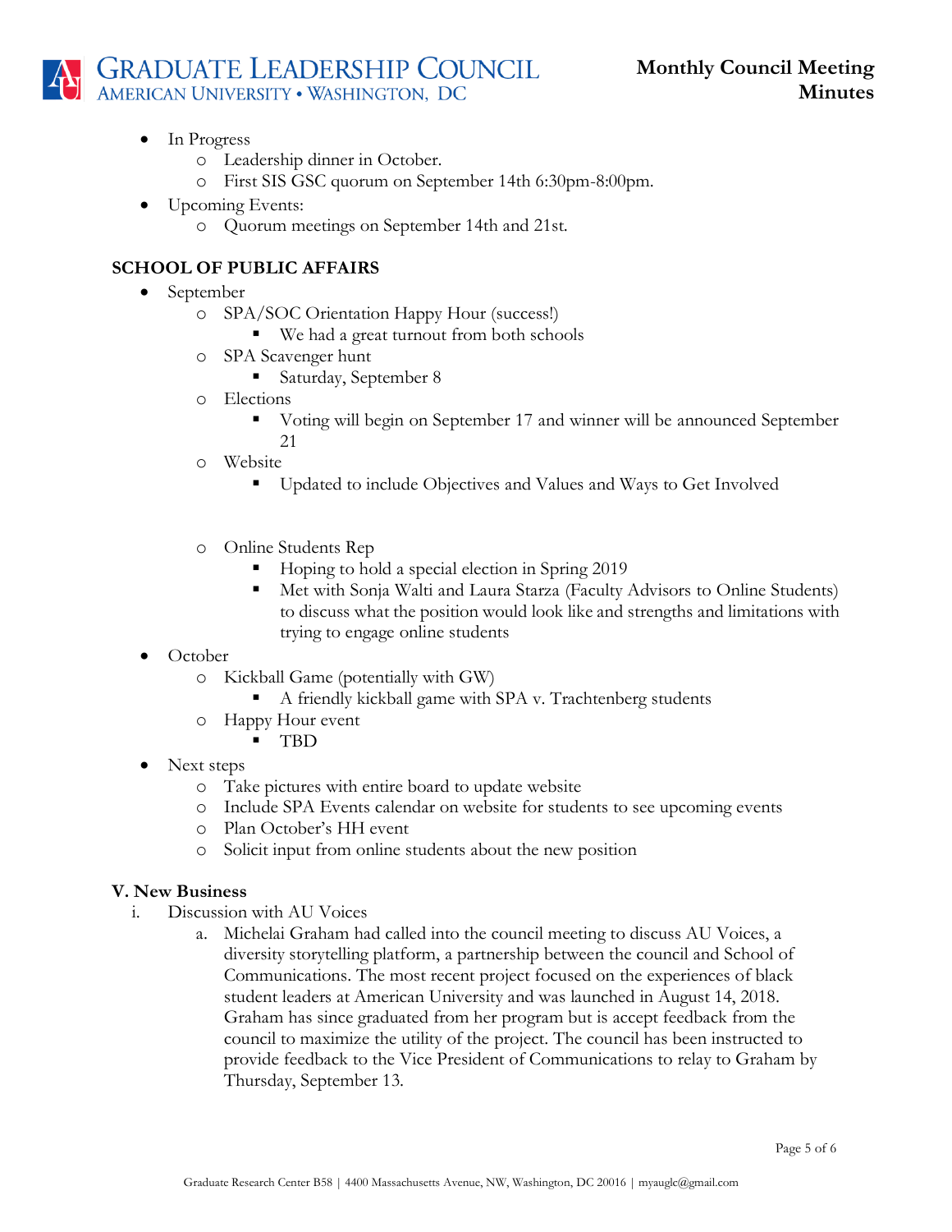- In Progress
  - Leadership dinner in October.
  - First SIS GSC quorum on September 14th 6:30pm-8:00pm.
- Upcoming Events:
  - Quorum meetings on September 14th and 21st.

**SCHOOL OF PUBLIC AFFAIRS**

- September
  - SPA/SOC Orientation Happy Hour (success!)
    - We had a great turnout from both schools
  - SPA Scavenger hunt
    - Saturday, September 8
  - Elections
    - Voting will begin on September 17 and winner will be announced September 21
  - Website
    - Updated to include Objectives and Values and Ways to Get Involved
  - Online Students Rep
    - Hoping to hold a special election in Spring 2019
    - Met with Sonja Walti and Laura Starza (Faculty Advisors to Online Students) to discuss what the position would look like and strengths and limitations with trying to engage online students
- October
  - Kickball Game (potentially with GW)
    - A friendly kickball game with SPA v. Trachtenberg students
  - Happy Hour event
    - TBD
- Next steps
  - Take pictures with entire board to update website
  - Include SPA Events calendar on website for students to see upcoming events
  - Plan October's HH event
  - Solicit input from online students about the new position

**V. New Business**

i. Discussion with AU Voices

a. Michelai Graham had called into the council meeting to discuss AU Voices, a diversity storytelling platform, a partnership between the council and School of Communications. The most recent project focused on the experiences of black student leaders at American University and was launched in August 14, 2018. Graham has since graduated from her program but is accept feedback from the council to maximize the utility of the project. The council has been instructed to provide feedback to the Vice President of Communications to relay to Graham by Thursday, September 13.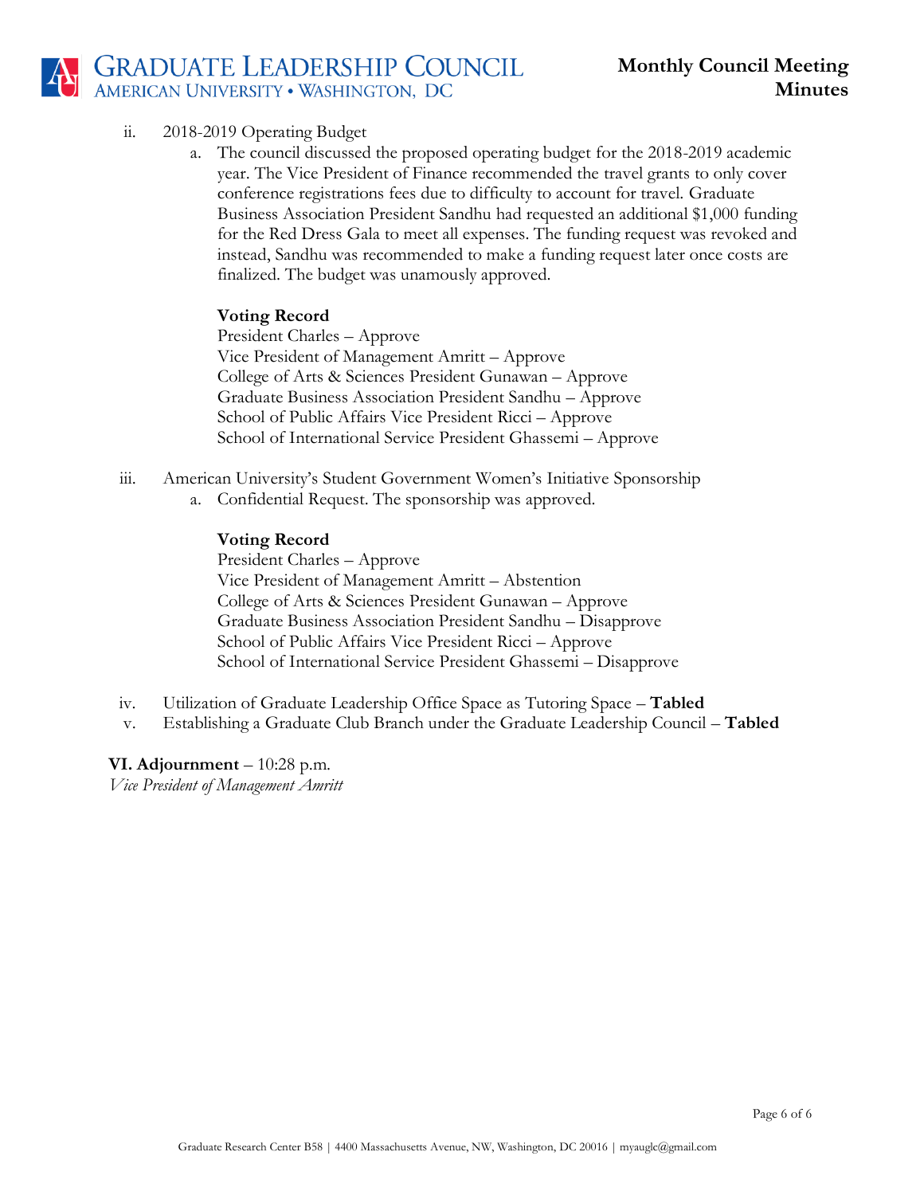ii. 2018-2019 Operating Budget

a. The council discussed the proposed operating budget for the 2018-2019 academic year. The Vice President of Finance recommended the travel grants to only cover conference registrations fees due to difficulty to account for travel. Graduate Business Association President Sandhu had requested an additional $1,000 funding for the Red Dress Gala to meet all expenses. The funding request was revoked and instead, Sandhu was recommended to make a funding request later once costs are finalized. The budget was unamously approved.

**Voting Record**
President Charles – Approve
Vice President of Management Amritt – Approve
College of Arts & Sciences President Gunawan – Approve
Graduate Business Association President Sandhu – Approve
School of Public Affairs Vice President Ricci – Approve
School of International Service President Ghassemi – Approve

iii. American University's Student Government Women's Initiative Sponsorship

a. Confidential Request. The sponsorship was approved.

**Voting Record**
President Charles – Approve
Vice President of Management Amritt – Abstention
College of Arts & Sciences President Gunawan – Approve
Graduate Business Association President Sandhu – Disapprove
School of Public Affairs Vice President Ricci – Approve
School of International Service President Ghassemi – Disapprove

iv. Utilization of Graduate Leadership Office Space as Tutoring Space – **Tabled**

v. Establishing a Graduate Club Branch under the Graduate Leadership Council – **Tabled**

**VI. Adjournment** – 10:28 p.m.

*Vice President of Management Amritt*